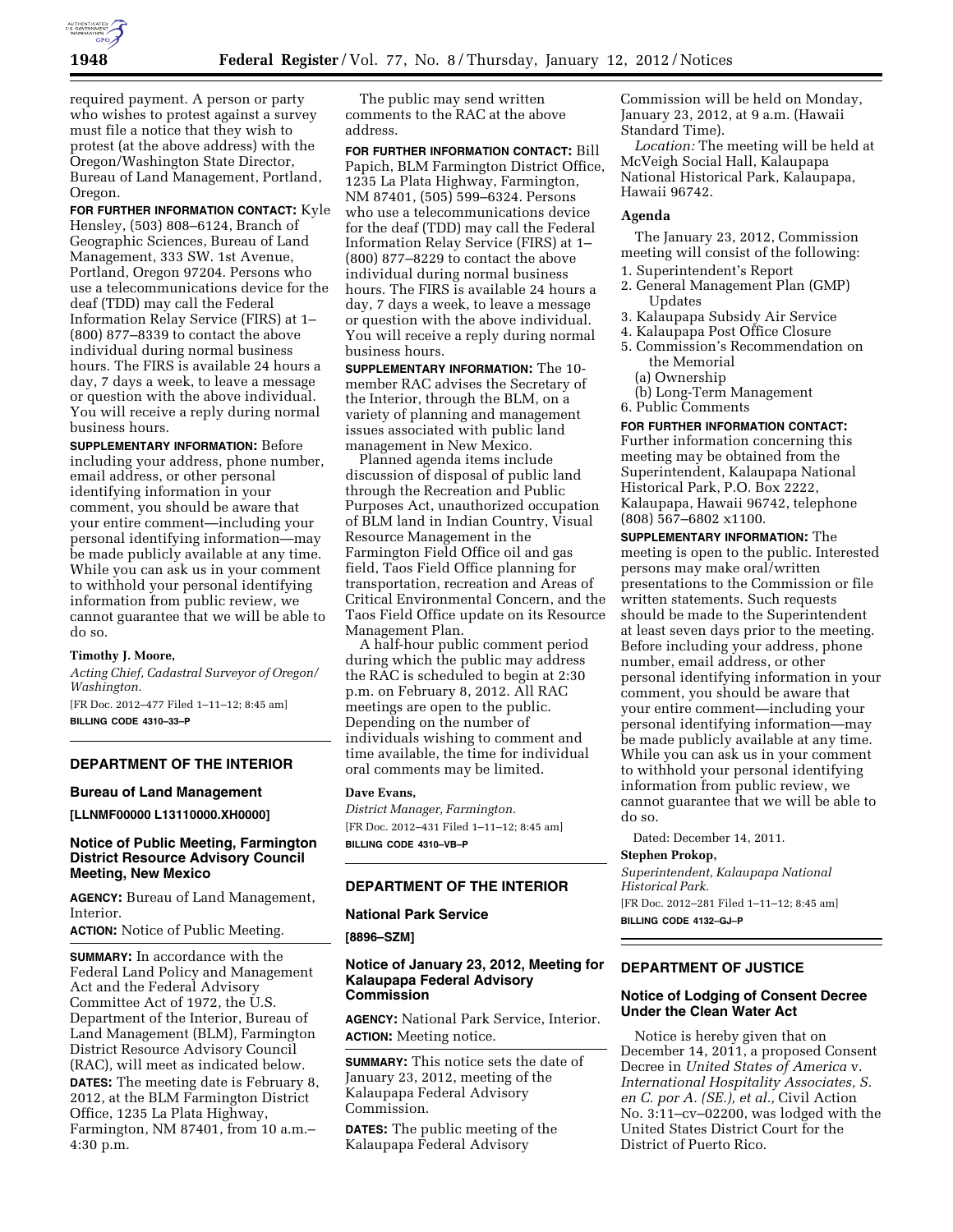required payment. A person or party who wishes to protest against a survey must file a notice that they wish to protest (at the above address) with the Oregon/Washington State Director, Bureau of Land Management, Portland, Oregon.

**FOR FURTHER INFORMATION CONTACT:** Kyle Hensley, (503) 808–6124, Branch of Geographic Sciences, Bureau of Land Management, 333 SW. 1st Avenue, Portland, Oregon 97204. Persons who use a telecommunications device for the deaf (TDD) may call the Federal Information Relay Service (FIRS) at 1–(800) 877–8339 to contact the above individual during normal business hours. The FIRS is available 24 hours a day, 7 days a week, to leave a message or question with the above individual. You will receive a reply during normal business hours.

**SUPPLEMENTARY INFORMATION:** Before including your address, phone number, email address, or other personal identifying information in your comment, you should be aware that your entire comment—including your personal identifying information—may be made publicly available at any time. While you can ask us in your comment to withhold your personal identifying information from public review, we cannot guarantee that we will be able to do so.

**Timothy J. Moore,**

*Acting Chief, Cadastral Surveyor of Oregon/Washington.*

[FR Doc. 2012–477 Filed 1–11–12; 8:45 am]

**BILLING CODE 4310–33–P**

---

## DEPARTMENT OF THE INTERIOR

### Bureau of Land Management

**[LLNMF00000 L13110000.XH0000]**

### Notice of Public Meeting, Farmington District Resource Advisory Council Meeting, New Mexico

**AGENCY:** Bureau of Land Management, Interior.

**ACTION:** Notice of Public Meeting.

**SUMMARY:** In accordance with the Federal Land Policy and Management Act and the Federal Advisory Committee Act of 1972, the U.S. Department of the Interior, Bureau of Land Management (BLM), Farmington District Resource Advisory Council (RAC), will meet as indicated below.

**DATES:** The meeting date is February 8, 2012, at the BLM Farmington District Office, 1235 La Plata Highway, Farmington, NM 87401, from 10 a.m.–4:30 p.m.

The public may send written comments to the RAC at the above address.

**FOR FURTHER INFORMATION CONTACT:** Bill Papich, BLM Farmington District Office, 1235 La Plata Highway, Farmington, NM 87401, (505) 599–6324. Persons who use a telecommunications device for the deaf (TDD) may call the Federal Information Relay Service (FIRS) at 1–(800) 877–8229 to contact the above individual during normal business hours. The FIRS is available 24 hours a day, 7 days a week, to leave a message or question with the above individual. You will receive a reply during normal business hours.

**SUPPLEMENTARY INFORMATION:** The 10-member RAC advises the Secretary of the Interior, through the BLM, on a variety of planning and management issues associated with public land management in New Mexico.

Planned agenda items include discussion of disposal of public land through the Recreation and Public Purposes Act, unauthorized occupation of BLM land in Indian Country, Visual Resource Management in the Farmington Field Office oil and gas field, Taos Field Office planning for transportation, recreation and Areas of Critical Environmental Concern, and the Taos Field Office update on its Resource Management Plan.

A half-hour public comment period during which the public may address the RAC is scheduled to begin at 2:30 p.m. on February 8, 2012. All RAC meetings are open to the public. Depending on the number of individuals wishing to comment and time available, the time for individual oral comments may be limited.

**Dave Evans,**

*District Manager, Farmington.*

[FR Doc. 2012–431 Filed 1–11–12; 8:45 am]

**BILLING CODE 4310–VB–P**

---

## DEPARTMENT OF THE INTERIOR

### National Park Service

**[8896–SZM]**

### Notice of January 23, 2012, Meeting for Kalaupapa Federal Advisory Commission

**AGENCY:** National Park Service, Interior.

**ACTION:** Meeting notice.

**SUMMARY:** This notice sets the date of January 23, 2012, meeting of the Kalaupapa Federal Advisory Commission.

**DATES:** The public meeting of the Kalaupapa Federal Advisory Commission will be held on Monday, January 23, 2012, at 9 a.m. (Hawaii Standard Time).

*Location:* The meeting will be held at McVeigh Social Hall, Kalaupapa National Historical Park, Kalaupapa, Hawaii 96742.

#### Agenda

The January 23, 2012, Commission meeting will consist of the following:

1. Superintendent's Report
2. General Management Plan (GMP) Updates
3. Kalaupapa Subsidy Air Service
4. Kalaupapa Post Office Closure
5. Commission's Recommendation on the Memorial
   (a) Ownership
   (b) Long-Term Management
6. Public Comments

**FOR FURTHER INFORMATION CONTACT:** Further information concerning this meeting may be obtained from the Superintendent, Kalaupapa National Historical Park, P.O. Box 2222, Kalaupapa, Hawaii 96742, telephone (808) 567–6802 x1100.

**SUPPLEMENTARY INFORMATION:** The meeting is open to the public. Interested persons may make oral/written presentations to the Commission or file written statements. Such requests should be made to the Superintendent at least seven days prior to the meeting. Before including your address, phone number, email address, or other personal identifying information in your comment, you should be aware that your entire comment—including your personal identifying information—may be made publicly available at any time. While you can ask us in your comment to withhold your personal identifying information from public review, we cannot guarantee that we will be able to do so.

Dated: December 14, 2011.

**Stephen Prokop,**

*Superintendent, Kalaupapa National Historical Park.*

[FR Doc. 2012–281 Filed 1–11–12; 8:45 am]

**BILLING CODE 4132–GJ–P**

---

## DEPARTMENT OF JUSTICE

### Notice of Lodging of Consent Decree Under the Clean Water Act

Notice is hereby given that on December 14, 2011, a proposed Consent Decree in *United States of America* v. *International Hospitality Associates, S. en C. por A. (SE.), et al.,* Civil Action No. 3:11–cv–02200, was lodged with the United States District Court for the District of Puerto Rico.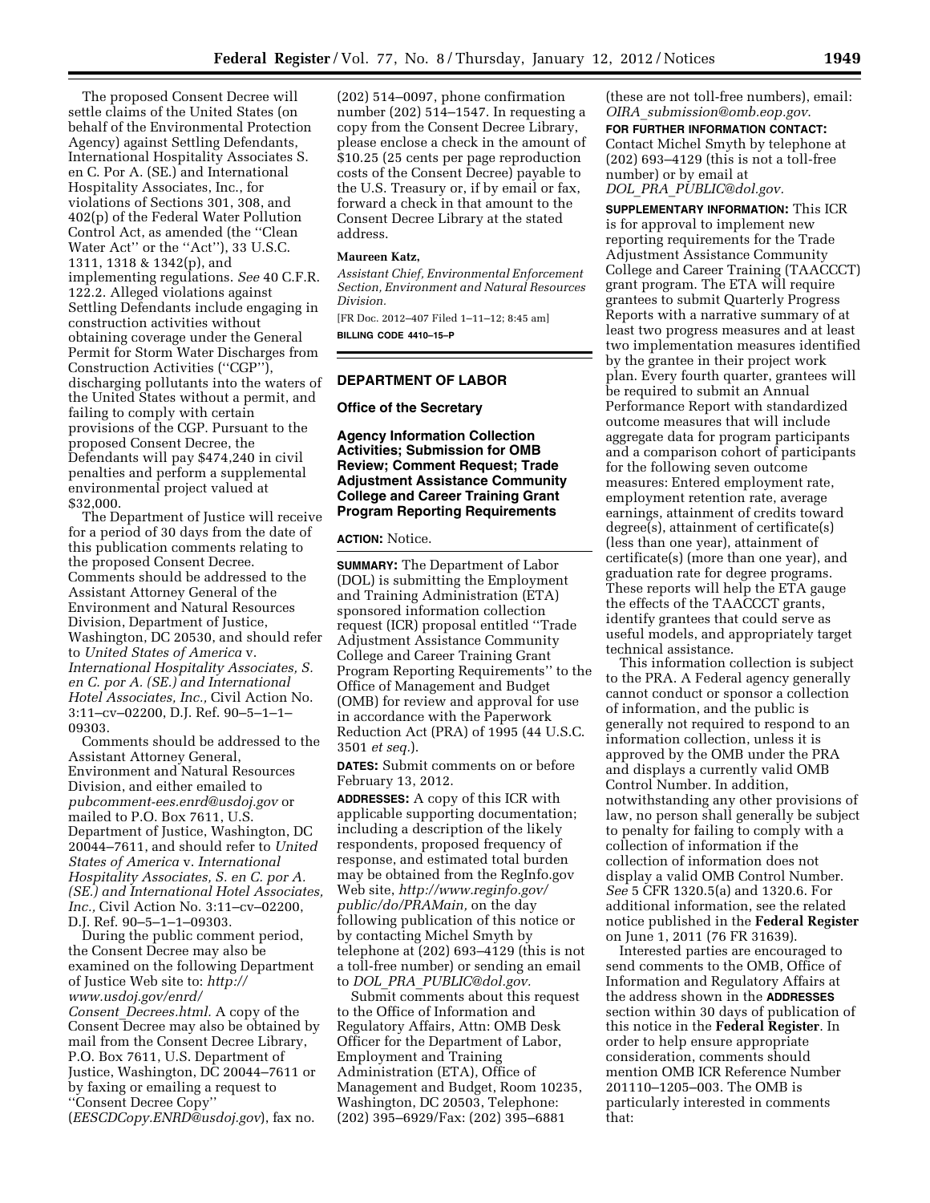The proposed Consent Decree will settle claims of the United States (on behalf of the Environmental Protection Agency) against Settling Defendants, International Hospitality Associates S. en C. Por A. (SE.) and International Hospitality Associates, Inc., for violations of Sections 301, 308, and 402(p) of the Federal Water Pollution Control Act, as amended (the ''Clean Water Act'' or the ''Act''), 33 U.S.C. 1311, 1318 & 1342(p), and implementing regulations. *See* 40 C.F.R. 122.2. Alleged violations against Settling Defendants include engaging in construction activities without obtaining coverage under the General Permit for Storm Water Discharges from Construction Activities (''CGP''), discharging pollutants into the waters of the United States without a permit, and failing to comply with certain provisions of the CGP. Pursuant to the proposed Consent Decree, the Defendants will pay $474,240 in civil penalties and perform a supplemental environmental project valued at $32,000.

The Department of Justice will receive for a period of 30 days from the date of this publication comments relating to the proposed Consent Decree. Comments should be addressed to the Assistant Attorney General of the Environment and Natural Resources Division, Department of Justice, Washington, DC 20530, and should refer to *United States of America* v. *International Hospitality Associates, S. en C. por A. (SE.) and International Hotel Associates, Inc.,* Civil Action No. 3:11–cv–02200, D.J. Ref. 90–5–1–1–09303.

Comments should be addressed to the Assistant Attorney General, Environment and Natural Resources Division, and either emailed to *pubcomment-ees.enrd@usdoj.gov* or mailed to P.O. Box 7611, U.S. Department of Justice, Washington, DC 20044–7611, and should refer to *United States of America* v. *International Hospitality Associates, S. en C. por A. (SE.) and International Hotel Associates, Inc.,* Civil Action No. 3:11–cv–02200, D.J. Ref. 90–5–1–1–09303.

During the public comment period, the Consent Decree may also be examined on the following Department of Justice Web site to: *http://www.usdoj.gov/enrd/Consent_Decrees.html.* A copy of the Consent Decree may also be obtained by mail from the Consent Decree Library, P.O. Box 7611, U.S. Department of Justice, Washington, DC 20044–7611 or by faxing or emailing a request to ''Consent Decree Copy'' (*EESCDCopy.ENRD@usdoj.gov*), fax no. (202) 514–0097, phone confirmation number (202) 514–1547. In requesting a copy from the Consent Decree Library, please enclose a check in the amount of $10.25 (25 cents per page reproduction costs of the Consent Decree) payable to the U.S. Treasury or, if by email or fax, forward a check in that amount to the Consent Decree Library at the stated address.

**Maureen Katz,**

*Assistant Chief, Environmental Enforcement Section, Environment and Natural Resources Division.*

[FR Doc. 2012–407 Filed 1–11–12; 8:45 am]

**BILLING CODE 4410–15–P**

## DEPARTMENT OF LABOR

### Office of the Secretary

### Agency Information Collection Activities; Submission for OMB Review; Comment Request; Trade Adjustment Assistance Community College and Career Training Grant Program Reporting Requirements

**ACTION:** Notice.

**SUMMARY:** The Department of Labor (DOL) is submitting the Employment and Training Administration (ETA) sponsored information collection request (ICR) proposal entitled ''Trade Adjustment Assistance Community College and Career Training Grant Program Reporting Requirements'' to the Office of Management and Budget (OMB) for review and approval for use in accordance with the Paperwork Reduction Act (PRA) of 1995 (44 U.S.C. 3501 *et seq.*).

**DATES:** Submit comments on or before February 13, 2012.

**ADDRESSES:** A copy of this ICR with applicable supporting documentation; including a description of the likely respondents, proposed frequency of response, and estimated total burden may be obtained from the RegInfo.gov Web site, *http://www.reginfo.gov/public/do/PRAMain,* on the day following publication of this notice or by contacting Michel Smyth by telephone at (202) 693–4129 (this is not a toll-free number) or sending an email to *DOL_PRA_PUBLIC@dol.gov.*

Submit comments about this request to the Office of Information and Regulatory Affairs, Attn: OMB Desk Officer for the Department of Labor, Employment and Training Administration (ETA), Office of Management and Budget, Room 10235, Washington, DC 20503, Telephone: (202) 395–6929/Fax: (202) 395–6881 (these are not toll-free numbers), email: *OIRA_submission@omb.eop.gov.*

**FOR FURTHER INFORMATION CONTACT:** Contact Michel Smyth by telephone at (202) 693–4129 (this is not a toll-free number) or by email at *DOL_PRA_PUBLIC@dol.gov.*

**SUPPLEMENTARY INFORMATION:** This ICR is for approval to implement new reporting requirements for the Trade Adjustment Assistance Community College and Career Training (TAACCCT) grant program. The ETA will require grantees to submit Quarterly Progress Reports with a narrative summary of at least two progress measures and at least two implementation measures identified by the grantee in their project work plan. Every fourth quarter, grantees will be required to submit an Annual Performance Report with standardized outcome measures that will include aggregate data for program participants and a comparison cohort of participants for the following seven outcome measures: Entered employment rate, employment retention rate, average earnings, attainment of credits toward degree(s), attainment of certificate(s) (less than one year), attainment of certificate(s) (more than one year), and graduation rate for degree programs. These reports will help the ETA gauge the effects of the TAACCCT grants, identify grantees that could serve as useful models, and appropriately target technical assistance.

This information collection is subject to the PRA. A Federal agency generally cannot conduct or sponsor a collection of information, and the public is generally not required to respond to an information collection, unless it is approved by the OMB under the PRA and displays a currently valid OMB Control Number. In addition, notwithstanding any other provisions of law, no person shall generally be subject to penalty for failing to comply with a collection of information if the collection of information does not display a valid OMB Control Number. *See* 5 CFR 1320.5(a) and 1320.6. For additional information, see the related notice published in the **Federal Register** on June 1, 2011 (76 FR 31639).

Interested parties are encouraged to send comments to the OMB, Office of Information and Regulatory Affairs at the address shown in the **ADDRESSES** section within 30 days of publication of this notice in the **Federal Register**. In order to help ensure appropriate consideration, comments should mention OMB ICR Reference Number 201110–1205–003. The OMB is particularly interested in comments that: